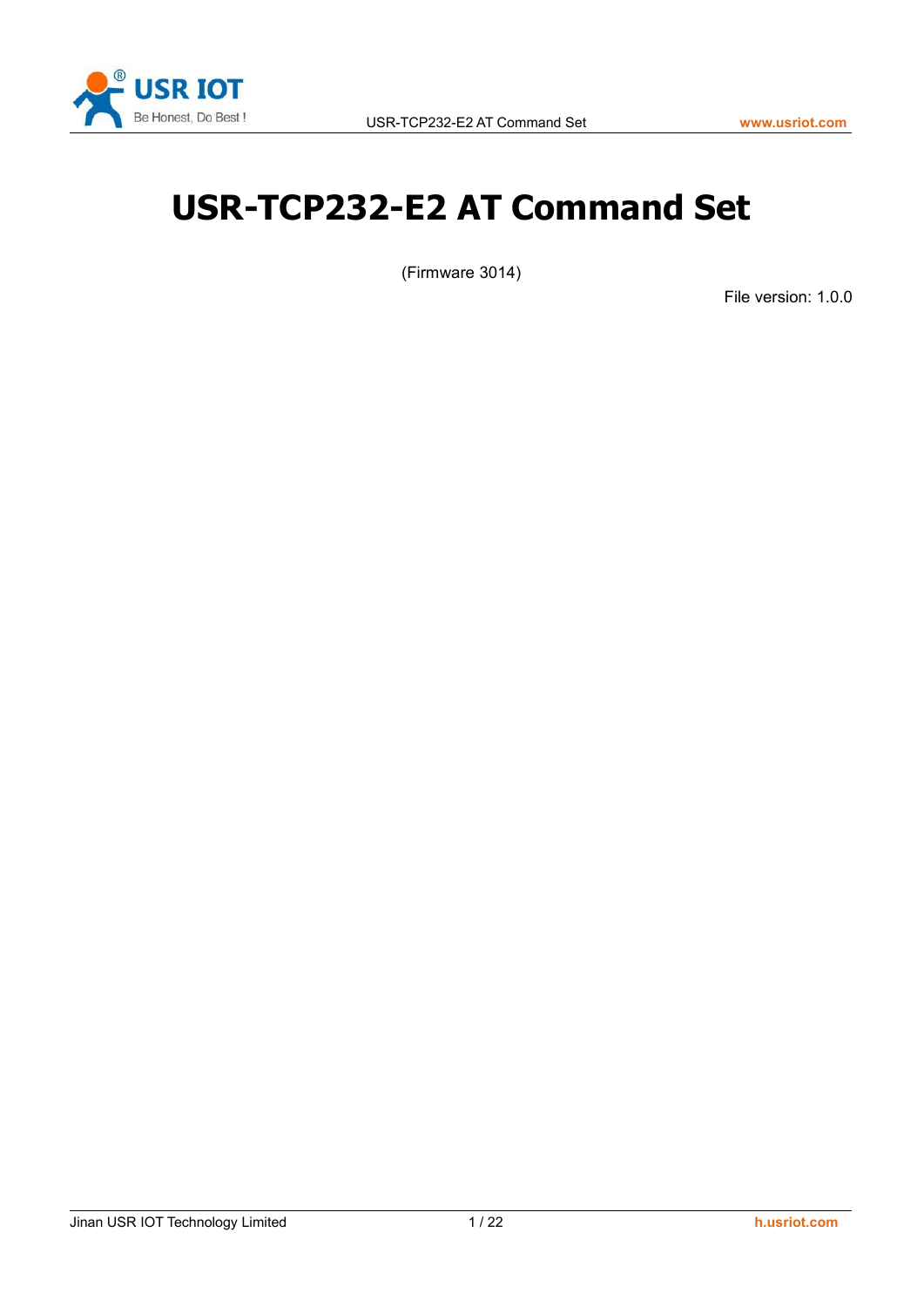# USR-TCP232-E2 AT Command Set

(Firmware 3014)

File version: 1.0.0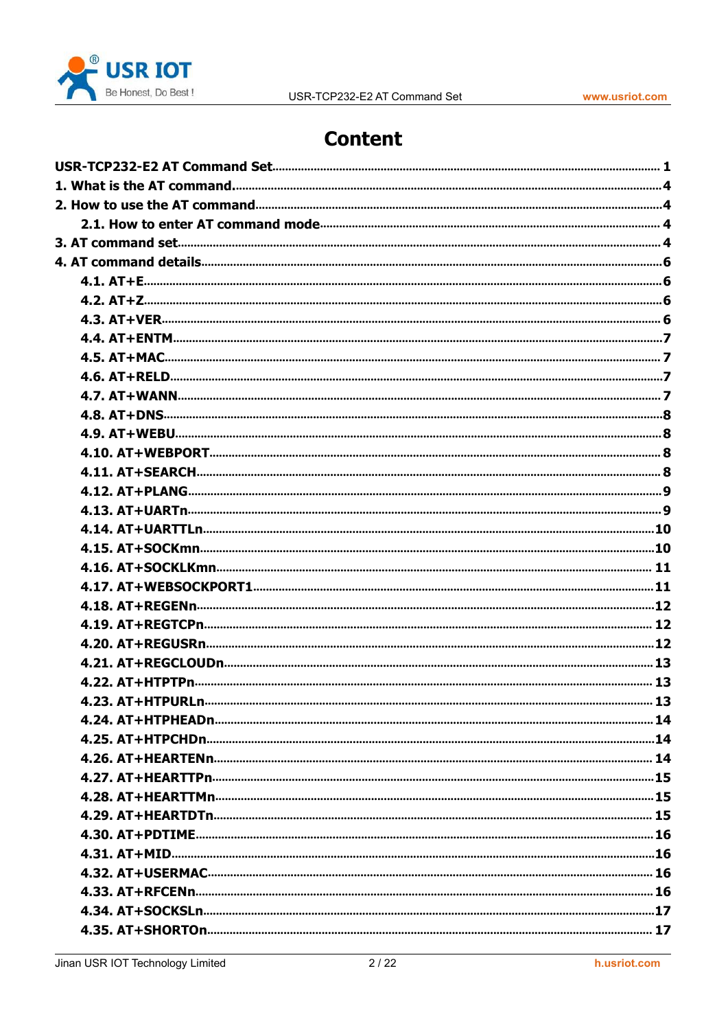# Content

**USR-TCP232-E2 AT Command Set** ........ 1

**1. What is the AT command.** ........ 4

**2. How to use the AT command** ........ 4

- **2.1. How to enter AT command mode** ........ 4

**3. AT command set** ........ 4

**4. AT command details** ........ 6

- **4.1. AT+E** ........ 6
- **4.2. AT+Z** ........ 6
- **4.3. AT+VER** ........ 6
- **4.4. AT+ENTM** ........ 7
- **4.5. AT+MAC** ........ 7
- **4.6. AT+RELD** ........ 7
- **4.7. AT+WANN** ........ 7
- **4.8. AT+DNS** ........ 8
- **4.9. AT+WEBU** ........ 8
- **4.10. AT+WEBPORT** ........ 8
- **4.11. AT+SEARCH** ........ 8
- **4.12. AT+PLANG** ........ 9
- **4.13. AT+UARTn** ........ 9
- **4.14. AT+UARTTLn** ........ 10
- **4.15. AT+SOCKmn** ........ 10
- **4.16. AT+SOCKLKmn** ........ 11
- **4.17. AT+WEBSOCKPORT1** ........ 11
- **4.18. AT+REGENn** ........ 12
- **4.19. AT+REGTCPn** ........ 12
- **4.20. AT+REGUSRn** ........ 12
- **4.21. AT+REGCLOUDn** ........ 13
- **4.22. AT+HTPTPn** ........ 13
- **4.23. AT+HTPURLn** ........ 13
- **4.24. AT+HTPHEADn** ........ 14
- **4.25. AT+HTPCHDn** ........ 14
- **4.26. AT+HEARTENn** ........ 14
- **4.27. AT+HEARTTPn** ........ 15
- **4.28. AT+HEARTTMn** ........ 15
- **4.29. AT+HEARTDTn** ........ 15
- **4.30. AT+PDTIME** ........ 16
- **4.31. AT+MID** ........ 16
- **4.32. AT+USERMAC** ........ 16
- **4.33. AT+RFCENn** ........ 16
- **4.34. AT+SOCKSLn** ........ 17
- **4.35. AT+SHORTOn** ........ 17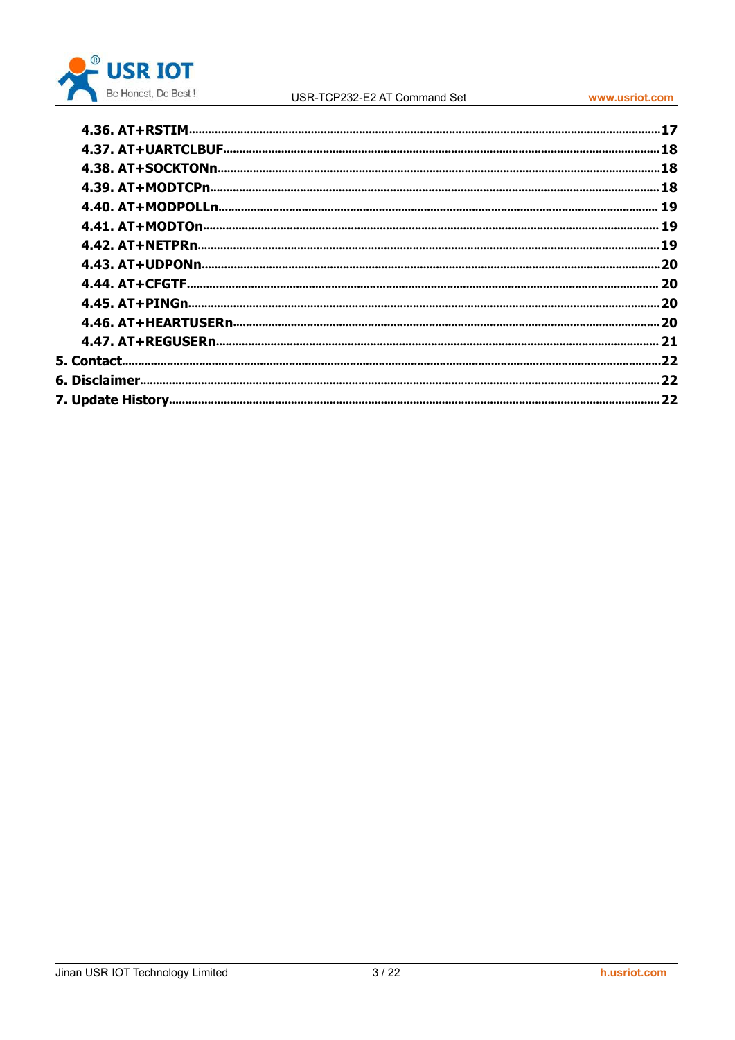- 4.36. AT+RSTIM ........ 17
- 4.37. AT+UARTCLBUF ........ 18
- 4.38. AT+SOCKTONn ........ 18
- 4.39. AT+MODTCPn ........ 18
- 4.40. AT+MODPOLLn ........ 19
- 4.41. AT+MODTOn ........ 19
- 4.42. AT+NETPRn ........ 19
- 4.43. AT+UDPONn ........ 20
- 4.44. AT+CFGTF ........ 20
- 4.45. AT+PINGn ........ 20
- 4.46. AT+HEARTUSERn ........ 20
- 4.47. AT+REGUSERn ........ 21

5. Contact ........ 22

6. Disclaimer ........ 22

7. Update History ........ 22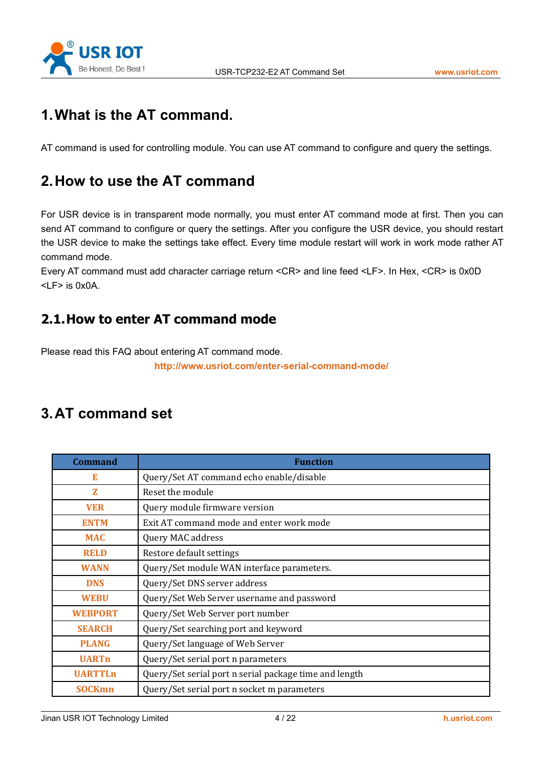# 1. What is the AT command.

AT command is used for controlling module. You can use AT command to configure and query the settings.

# 2. How to use the AT command

For USR device is in transparent mode normally, you must enter AT command mode at first. Then you can send AT command to configure or query the settings. After you configure the USR device, you should restart the USR device to make the settings take effect. Every time module restart will work in work mode rather AT command mode.
Every AT command must add character carriage return <CR> and line feed <LF>. In Hex, <CR> is 0x0D <LF> is 0x0A.

## 2.1. How to enter AT command mode

Please read this FAQ about entering AT command mode.
http://www.usriot.com/enter-serial-command-mode/

# 3. AT command set

| Command | Function |
|---|---|
| E | Query/Set AT command echo enable/disable |
| Z | Reset the module |
| VER | Query module firmware version |
| ENTM | Exit AT command mode and enter work mode |
| MAC | Query MAC address |
| RELD | Restore default settings |
| WANN | Query/Set module WAN interface parameters. |
| DNS | Query/Set DNS server address |
| WEBU | Query/Set Web Server username and password |
| WEBPORT | Query/Set Web Server port number |
| SEARCH | Query/Set searching port and keyword |
| PLANG | Query/Set language of Web Server |
| UARTn | Query/Set serial port n parameters |
| UARTTLn | Query/Set serial port n serial package time and length |
| SOCKmn | Query/Set serial port n socket m parameters |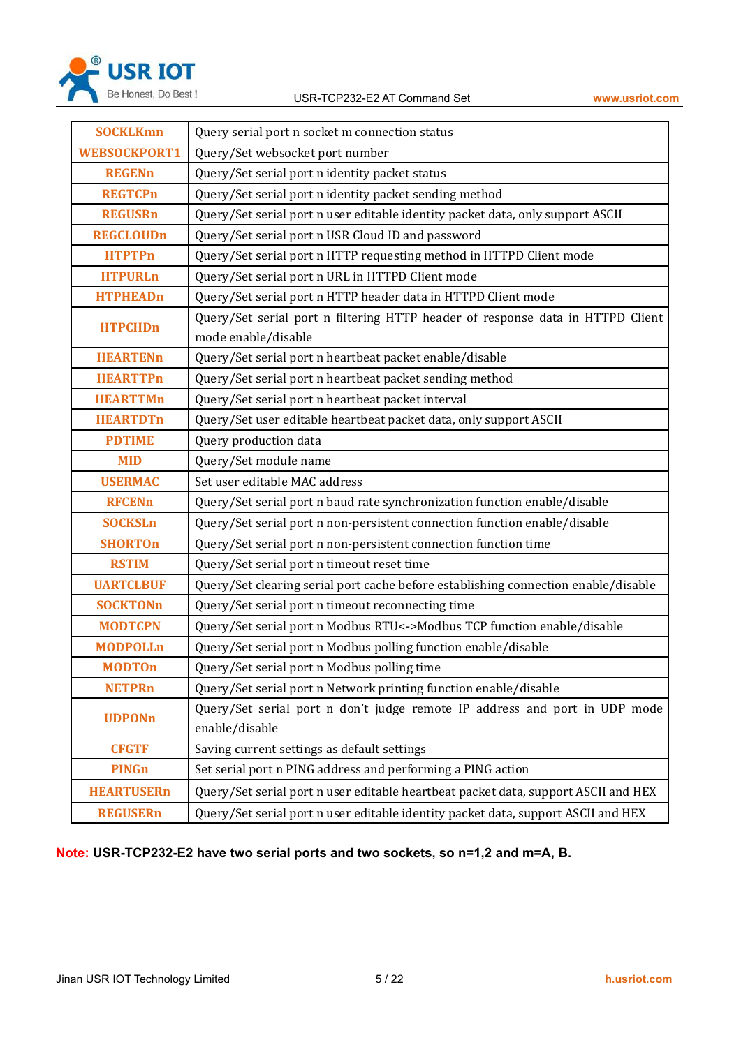| | |
|---|---|
| **SOCKLKmn** | Query serial port n socket m connection status |
| **WEBSOCKPORT1** | Query/Set websocket port number |
| **REGENn** | Query/Set serial port n identity packet status |
| **REGTCPn** | Query/Set serial port n identity packet sending method |
| **REGUSRn** | Query/Set serial port n user editable identity packet data, only support ASCII |
| **REGCLOUDn** | Query/Set serial port n USR Cloud ID and password |
| **HTPTPn** | Query/Set serial port n HTTP requesting method in HTTPD Client mode |
| **HTPURLn** | Query/Set serial port n URL in HTTPD Client mode |
| **HTPHEADn** | Query/Set serial port n HTTP header data in HTTPD Client mode |
| **HTPCHDn** | Query/Set serial port n filtering HTTP header of response data in HTTPD Client mode enable/disable |
| **HEARTENn** | Query/Set serial port n heartbeat packet enable/disable |
| **HEARTTPn** | Query/Set serial port n heartbeat packet sending method |
| **HEARTTMn** | Query/Set serial port n heartbeat packet interval |
| **HEARTDTn** | Query/Set user editable heartbeat packet data, only support ASCII |
| **PDTIME** | Query production data |
| **MID** | Query/Set module name |
| **USERMAC** | Set user editable MAC address |
| **RFCENn** | Query/Set serial port n baud rate synchronization function enable/disable |
| **SOCKSLn** | Query/Set serial port n non-persistent connection function enable/disable |
| **SHORTOn** | Query/Set serial port n non-persistent connection function time |
| **RSTIM** | Query/Set serial port n timeout reset time |
| **UARTCLBUF** | Query/Set clearing serial port cache before establishing connection enable/disable |
| **SOCKTONn** | Query/Set serial port n timeout reconnecting time |
| **MODTCPN** | Query/Set serial port n Modbus RTU<->Modbus TCP function enable/disable |
| **MODPOLLn** | Query/Set serial port n Modbus polling function enable/disable |
| **MODTOn** | Query/Set serial port n Modbus polling time |
| **NETPRn** | Query/Set serial port n Network printing function enable/disable |
| **UDPONn** | Query/Set serial port n don't judge remote IP address and port in UDP mode enable/disable |
| **CFGTF** | Saving current settings as default settings |
| **PINGn** | Set serial port n PING address and performing a PING action |
| **HEARTUSERn** | Query/Set serial port n user editable heartbeat packet data, support ASCII and HEX |
| **REGUSERn** | Query/Set serial port n user editable identity packet data, support ASCII and HEX |

**Note: USR-TCP232-E2 have two serial ports and two sockets, so n=1,2 and m=A, B.**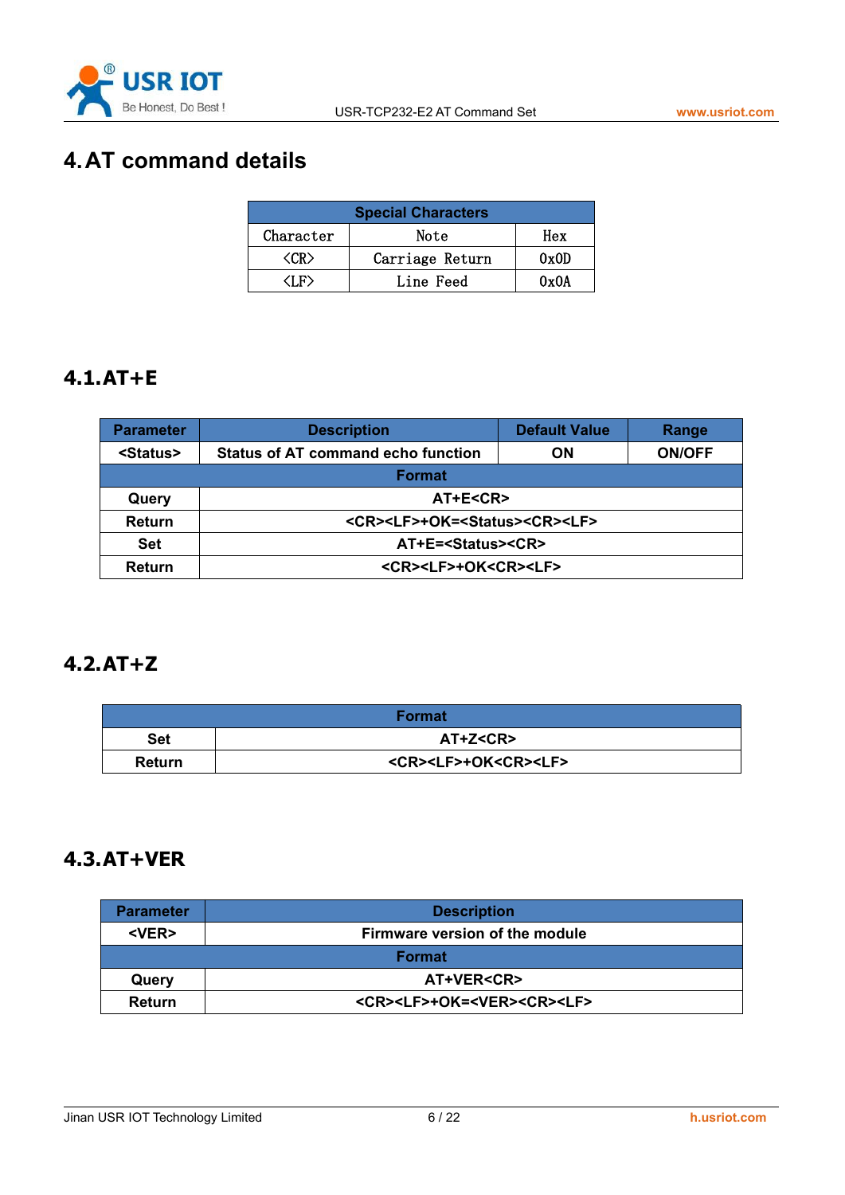# 4. AT command details

| Special Characters | | |
|---|---|---|
| Character | Note | Hex |
| <CR> | Carriage Return | 0x0D |
| <LF> | Line Feed | 0x0A |

## 4.1. AT+E

| Parameter | Description | Default Value | Range |
|---|---|---|---|
| <Status> | Status of AT command echo function | ON | ON/OFF |
| Format | | | |
| Query | AT+E<CR> | | |
| Return | <CR><LF>+OK=<Status><CR><LF> | | |
| Set | AT+E=<Status><CR> | | |
| Return | <CR><LF>+OK<CR><LF> | | |

## 4.2. AT+Z

| Format | |
|---|---|
| Set | AT+Z<CR> |
| Return | <CR><LF>+OK<CR><LF> |

## 4.3. AT+VER

| Parameter | Description |
|---|---|
| <VER> | Firmware version of the module |
| Format | |
| Query | AT+VER<CR> |
| Return | <CR><LF>+OK=<VER><CR><LF> |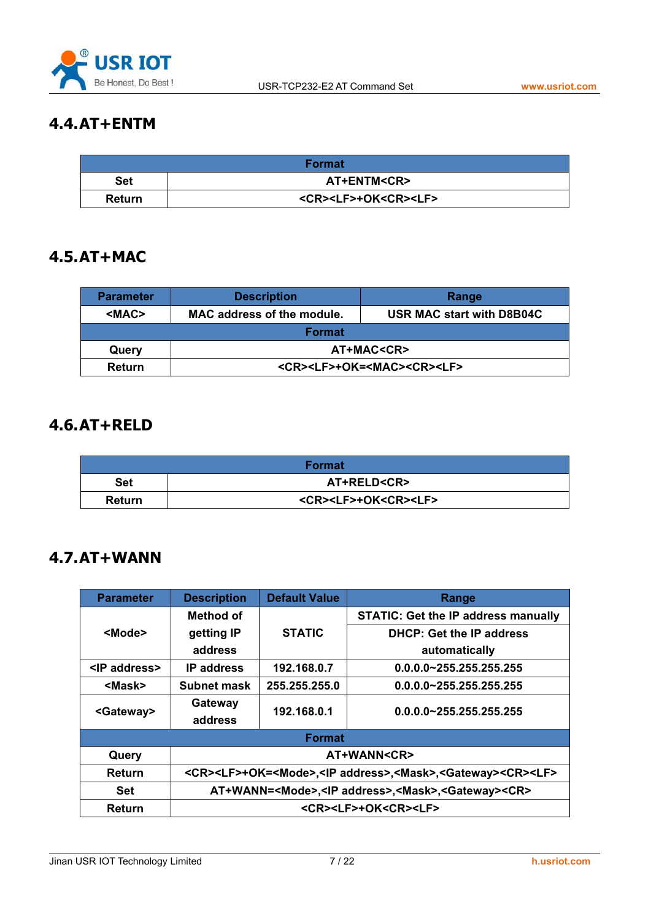## 4.4. AT+ENTM

| Format | |
|---|---|
| Set | AT+ENTM<CR> |
| Return | <CR><LF>+OK<CR><LF> |

## 4.5. AT+MAC

| Parameter | Description | Range |
|---|---|---|
| <MAC> | MAC address of the module. | USR MAC start with D8B04C |
| Format | | |
| Query | AT+MAC<CR> | |
| Return | <CR><LF>+OK=<MAC><CR><LF> | |

## 4.6. AT+RELD

| Format | |
|---|---|
| Set | AT+RELD<CR> |
| Return | <CR><LF>+OK<CR><LF> |

## 4.7. AT+WANN

| Parameter | Description | Default Value | Range |
|---|---|---|---|
| <Mode> | Method of getting IP address | STATIC | STATIC: Get the IP address manually<br>DHCP: Get the IP address automatically |
| <IP address> | IP address | 192.168.0.7 | 0.0.0.0~255.255.255.255 |
| <Mask> | Subnet mask | 255.255.255.0 | 0.0.0.0~255.255.255.255 |
| <Gateway> | Gateway address | 192.168.0.1 | 0.0.0.0~255.255.255.255 |
| Format | | | |
| Query | AT+WANN<CR> | | |
| Return | <CR><LF>+OK=<Mode>,<IP address>,<Mask>,<Gateway><CR><LF> | | |
| Set | AT+WANN=<Mode>,<IP address>,<Mask>,<Gateway><CR> | | |
| Return | <CR><LF>+OK<CR><LF> | | |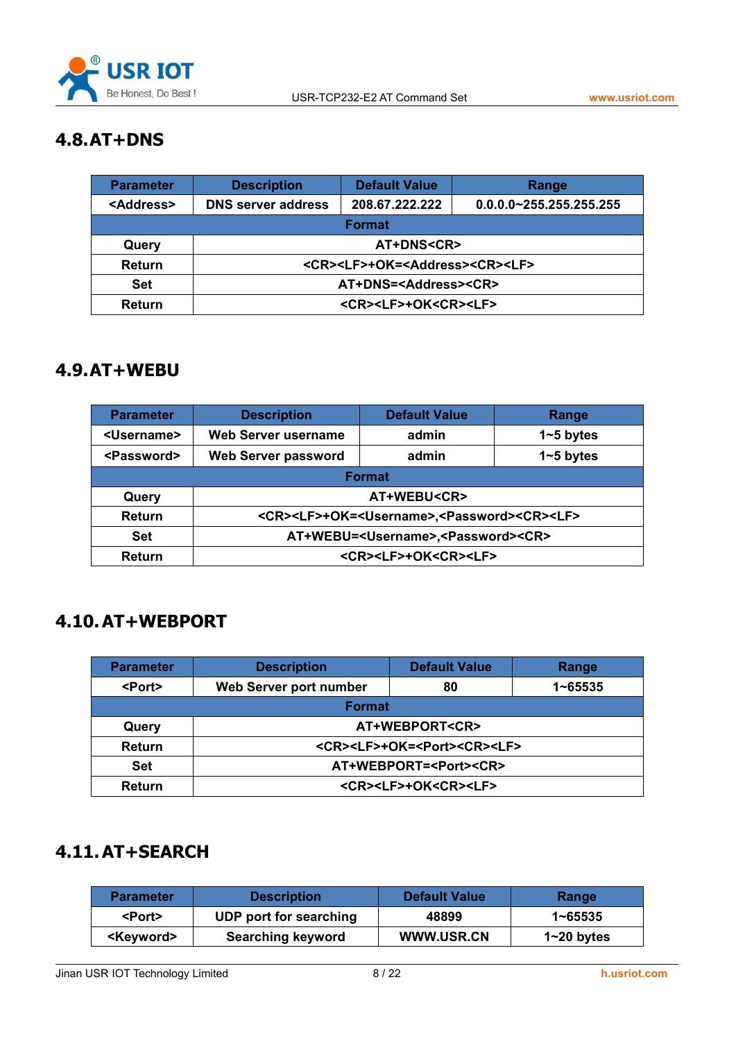## 4.8. AT+DNS

| Parameter | Description | Default Value | Range |
|---|---|---|---|
| <Address> | DNS server address | 208.67.222.222 | 0.0.0.0~255.255.255.255 |
| **Format** | | | |
| Query | AT+DNS<CR> | | |
| Return | <CR><LF>+OK=<Address><CR><LF> | | |
| Set | AT+DNS=<Address><CR> | | |
| Return | <CR><LF>+OK<CR><LF> | | |

## 4.9. AT+WEBU

| Parameter | Description | Default Value | Range |
|---|---|---|---|
| <Username> | Web Server username | admin | 1~5 bytes |
| <Password> | Web Server password | admin | 1~5 bytes |
| **Format** | | | |
| Query | AT+WEBU<CR> | | |
| Return | <CR><LF>+OK=<Username>,<Password><CR><LF> | | |
| Set | AT+WEBU=<Username>,<Password><CR> | | |
| Return | <CR><LF>+OK<CR><LF> | | |

## 4.10. AT+WEBPORT

| Parameter | Description | Default Value | Range |
|---|---|---|---|
| <Port> | Web Server port number | 80 | 1~65535 |
| **Format** | | | |
| Query | AT+WEBPORT<CR> | | |
| Return | <CR><LF>+OK=<Port><CR><LF> | | |
| Set | AT+WEBPORT=<Port><CR> | | |
| Return | <CR><LF>+OK<CR><LF> | | |

## 4.11. AT+SEARCH

| Parameter | Description | Default Value | Range |
|---|---|---|---|
| <Port> | UDP port for searching | 48899 | 1~65535 |
| <Keyword> | Searching keyword | WWW.USR.CN | 1~20 bytes |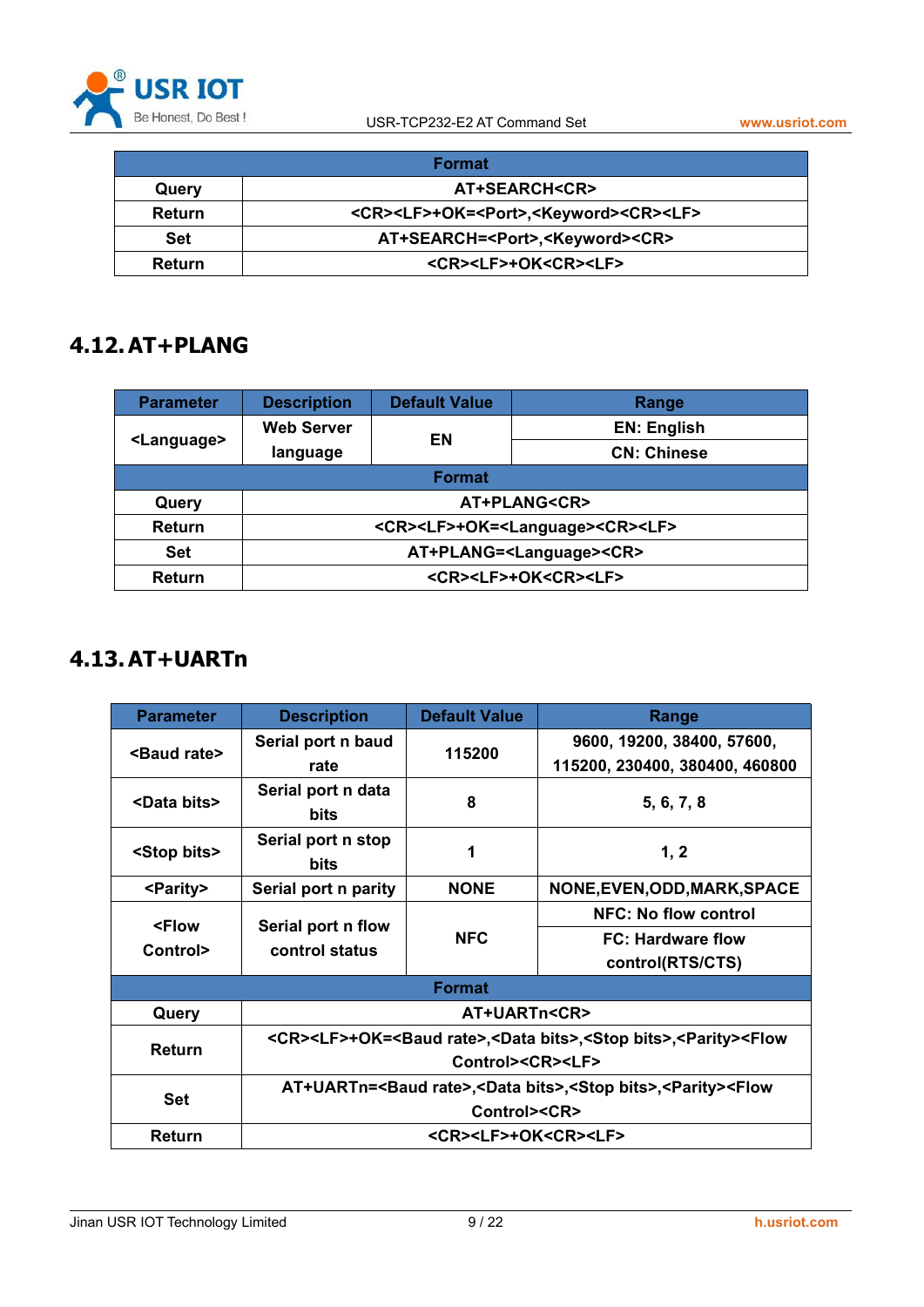| Format | |
|---|---|
| Query | AT+SEARCH<CR> |
| Return | <CR><LF>+OK=<Port>,<Keyword><CR><LF> |
| Set | AT+SEARCH=<Port>,<Keyword><CR> |
| Return | <CR><LF>+OK<CR><LF> |

## 4.12. AT+PLANG

| Parameter | Description | Default Value | Range |
|---|---|---|---|
| <Language> | Web Server language | EN | EN: English |
| | | | CN: Chinese |
| **Format** | | | |
| Query | AT+PLANG<CR> | | |
| Return | <CR><LF>+OK=<Language><CR><LF> | | |
| Set | AT+PLANG=<Language><CR> | | |
| Return | <CR><LF>+OK<CR><LF> | | |

## 4.13. AT+UARTn

| Parameter | Description | Default Value | Range |
|---|---|---|---|
| <Baud rate> | Serial port n baud rate | 115200 | 9600, 19200, 38400, 57600, 115200, 230400, 380400, 460800 |
| <Data bits> | Serial port n data bits | 8 | 5, 6, 7, 8 |
| <Stop bits> | Serial port n stop bits | 1 | 1, 2 |
| <Parity> | Serial port n parity | NONE | NONE,EVEN,ODD,MARK,SPACE |
| <Flow Control> | Serial port n flow control status | NFC | NFC: No flow control |
| | | | FC: Hardware flow control(RTS/CTS) |
| **Format** | | | |
| Query | AT+UARTn<CR> | | |
| Return | <CR><LF>+OK=<Baud rate>,<Data bits>,<Stop bits>,<Parity><Flow Control><CR><LF> | | |
| Set | AT+UARTn=<Baud rate>,<Data bits>,<Stop bits>,<Parity><Flow Control><CR> | | |
| Return | <CR><LF>+OK<CR><LF> | | |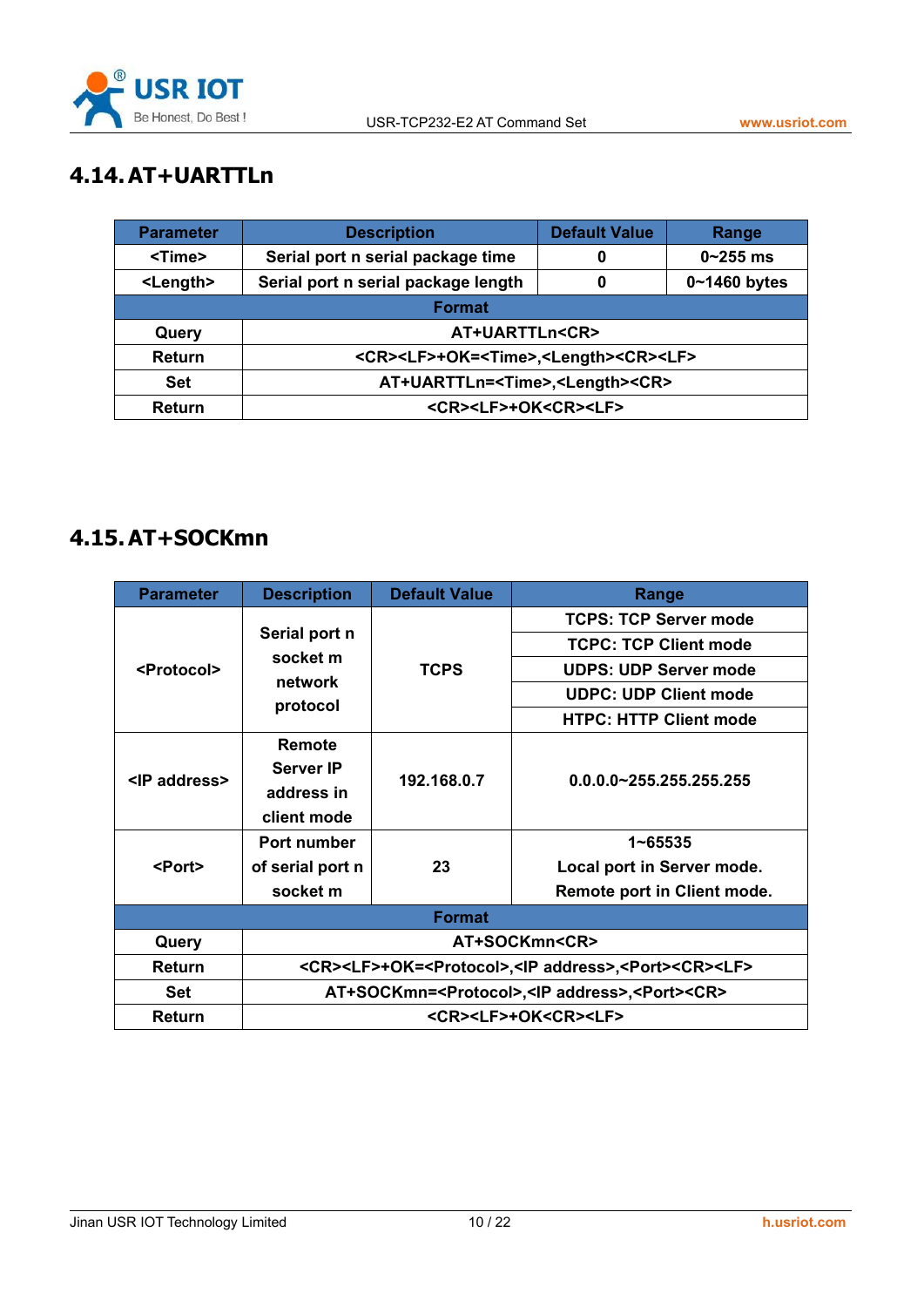## 4.14. AT+UARTTLn

| Parameter | Description | Default Value | Range |
|---|---|---|---|
| <Time> | Serial port n serial package time | 0 | 0~255 ms |
| <Length> | Serial port n serial package length | 0 | 0~1460 bytes |
| **Format** | | | |
| Query | AT+UARTTLn<CR> | | |
| Return | <CR><LF>+OK=<Time>,<Length><CR><LF> | | |
| Set | AT+UARTTLn=<Time>,<Length><CR> | | |
| Return | <CR><LF>+OK<CR><LF> | | |

## 4.15. AT+SOCKmn

| Parameter | Description | Default Value | Range |
|---|---|---|---|
| <Protocol> | Serial port n socket m network protocol | TCPS | TCPS: TCP Server mode<br>TCPC: TCP Client mode<br>UDPS: UDP Server mode<br>UDPC: UDP Client mode<br>HTPC: HTTP Client mode |
| <IP address> | Remote Server IP address in client mode | 192.168.0.7 | 0.0.0.0~255.255.255.255 |
| <Port> | Port number of serial port n socket m | 23 | 1~65535<br>Local port in Server mode.<br>Remote port in Client mode. |
| **Format** | | | |
| Query | AT+SOCKmn<CR> | | |
| Return | <CR><LF>+OK=<Protocol>,<IP address>,<Port><CR><LF> | | |
| Set | AT+SOCKmn=<Protocol>,<IP address>,<Port><CR> | | |
| Return | <CR><LF>+OK<CR><LF> | | |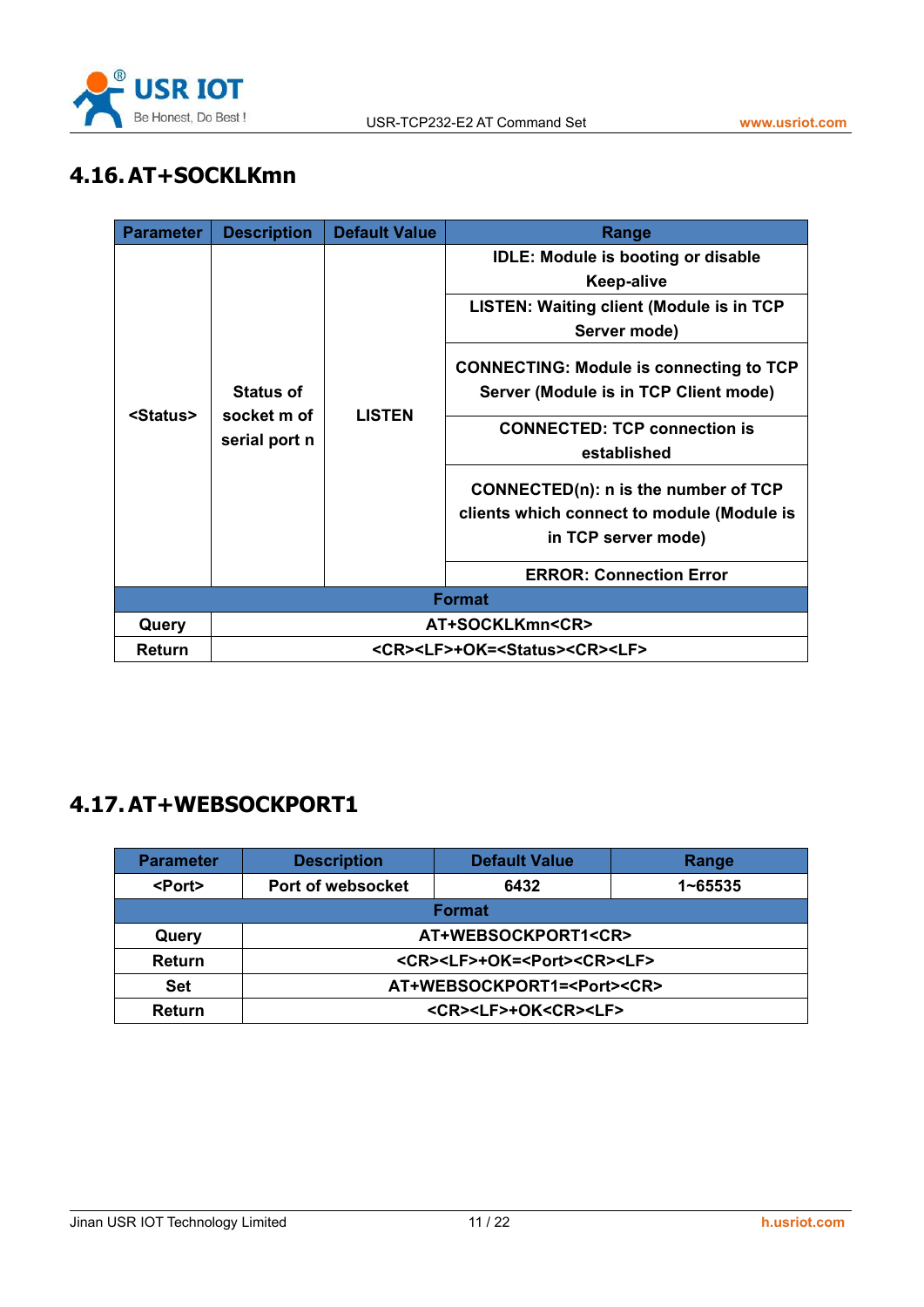## 4.16. AT+SOCKLKmn

| Parameter | Description | Default Value | Range |
|---|---|---|---|
| <Status> | Status of socket m of serial port n | LISTEN | IDLE: Module is booting or disable Keep-alive |
| | | | LISTEN: Waiting client (Module is in TCP Server mode) |
| | | | CONNECTING: Module is connecting to TCP Server (Module is in TCP Client mode) |
| | | | CONNECTED: TCP connection is established |
| | | | CONNECTED(n): n is the number of TCP clients which connect to module (Module is in TCP server mode) |
| | | | ERROR: Connection Error |
| **Format** | | | |
| Query | AT+SOCKLKmn<CR> | | |
| Return | <CR><LF>+OK=<Status><CR><LF> | | |

## 4.17. AT+WEBSOCKPORT1

| Parameter | Description | Default Value | Range |
|---|---|---|---|
| <Port> | Port of websocket | 6432 | 1~65535 |
| **Format** | | | |
| Query | AT+WEBSOCKPORT1<CR> | | |
| Return | <CR><LF>+OK=<Port><CR><LF> | | |
| Set | AT+WEBSOCKPORT1=<Port><CR> | | |
| Return | <CR><LF>+OK<CR><LF> | | |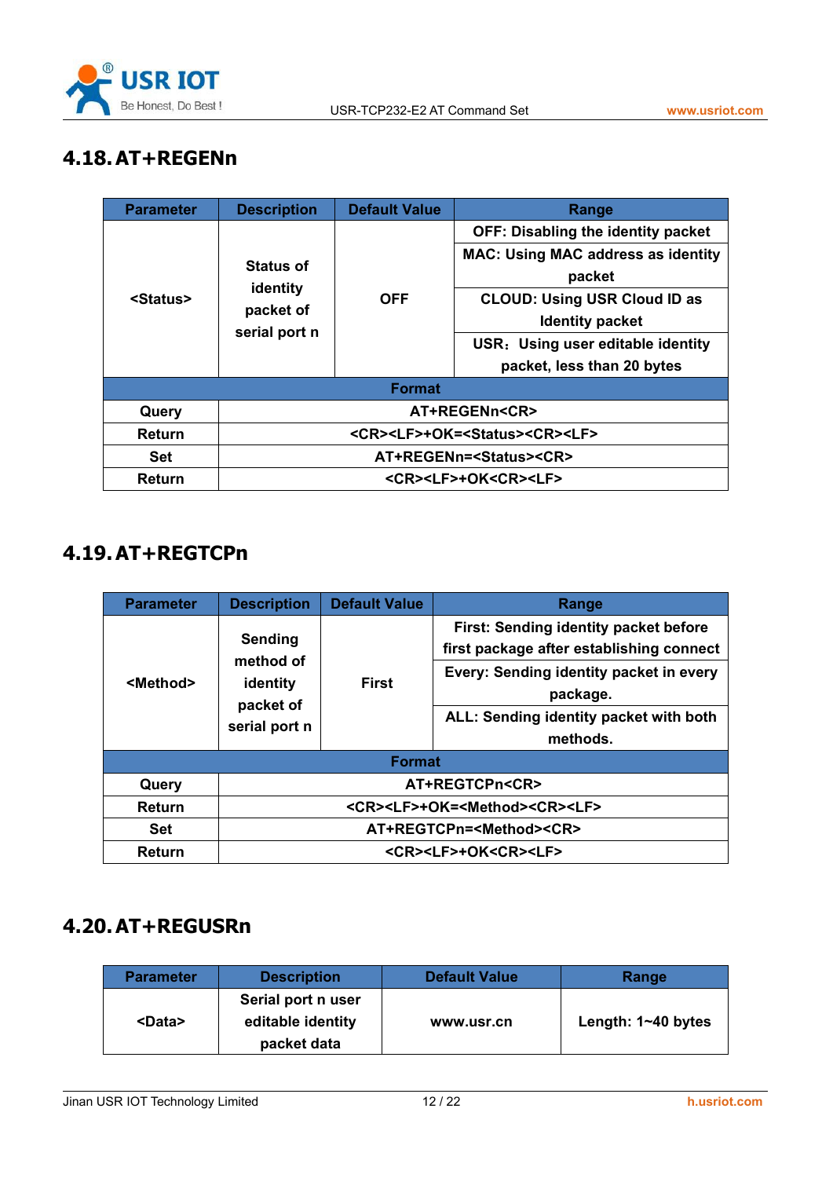## 4.18. AT+REGENn

| Parameter | Description | Default Value | Range |
|---|---|---|---|
| <Status> | Status of identity packet of serial port n | OFF | OFF: Disabling the identity packet |
| | | | MAC: Using MAC address as identity packet |
| | | | CLOUD: Using USR Cloud ID as Identity packet |
| | | | USR：Using user editable identity packet, less than 20 bytes |
| **Format** | | | |
| Query | AT+REGENn<CR> | | |
| Return | <CR><LF>+OK=<Status><CR><LF> | | |
| Set | AT+REGENn=<Status><CR> | | |
| Return | <CR><LF>+OK<CR><LF> | | |

## 4.19. AT+REGTCPn

| Parameter | Description | Default Value | Range |
|---|---|---|---|
| <Method> | Sending method of identity packet of serial port n | First | First: Sending identity packet before first package after establishing connect |
| | | | Every: Sending identity packet in every package. |
| | | | ALL: Sending identity packet with both methods. |
| **Format** | | | |
| Query | AT+REGTCPn<CR> | | |
| Return | <CR><LF>+OK=<Method><CR><LF> | | |
| Set | AT+REGTCPn=<Method><CR> | | |
| Return | <CR><LF>+OK<CR><LF> | | |

## 4.20. AT+REGUSRn

| Parameter | Description | Default Value | Range |
|---|---|---|---|
| <Data> | Serial port n user editable identity packet data | www.usr.cn | Length: 1~40 bytes |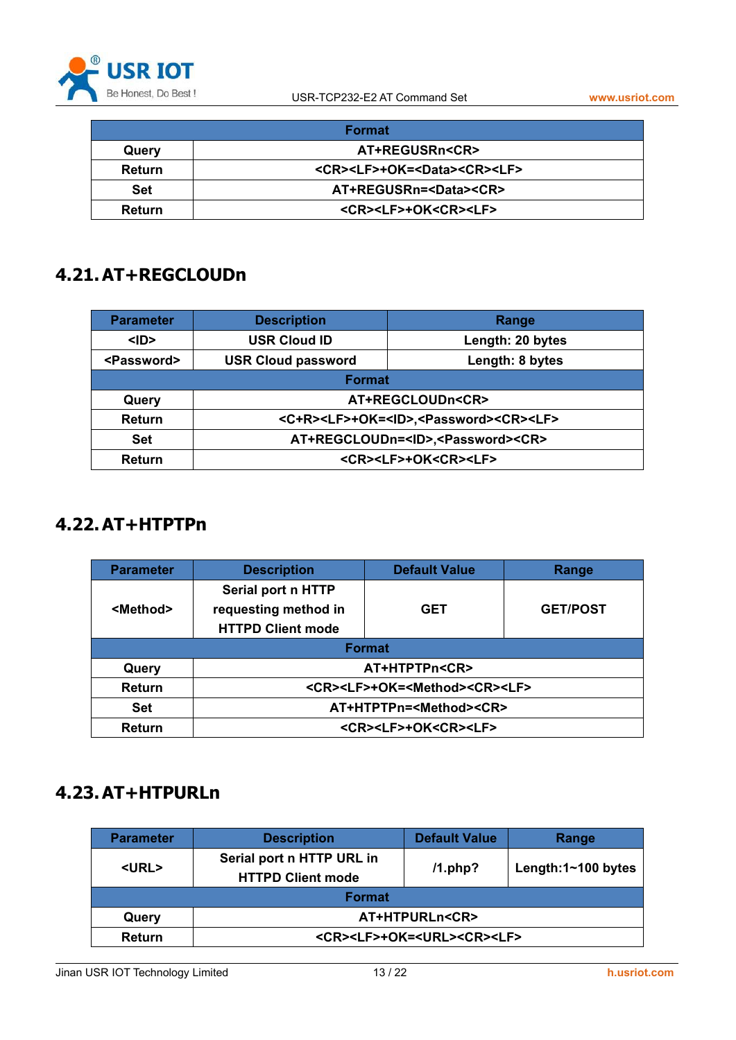| Format | |
|---|---|
| Query | AT+REGUSRn<CR> |
| Return | <CR><LF>+OK=<Data><CR><LF> |
| Set | AT+REGUSRn=<Data><CR> |
| Return | <CR><LF>+OK<CR><LF> |

## 4.21. AT+REGCLOUDn

| Parameter | Description | Range |
|---|---|---|
| <ID> | USR Cloud ID | Length: 20 bytes |
| <Password> | USR Cloud password | Length: 8 bytes |
| Format | | |
| Query | AT+REGCLOUDn<CR> | |
| Return | <C+R><LF>+OK=<ID>,<Password><CR><LF> | |
| Set | AT+REGCLOUDn=<ID>,<Password><CR> | |
| Return | <CR><LF>+OK<CR><LF> | |

## 4.22. AT+HTPTPn

| Parameter | Description | Default Value | Range |
|---|---|---|---|
| <Method> | Serial port n HTTP requesting method in HTTPD Client mode | GET | GET/POST |
| Format | | | |
| Query | AT+HTPTPn<CR> | | |
| Return | <CR><LF>+OK=<Method><CR><LF> | | |
| Set | AT+HTPTPn=<Method><CR> | | |
| Return | <CR><LF>+OK<CR><LF> | | |

## 4.23. AT+HTPURLn

| Parameter | Description | Default Value | Range |
|---|---|---|---|
| <URL> | Serial port n HTTP URL in HTTPD Client mode | /1.php? | Length:1~100 bytes |
| Format | | | |
| Query | AT+HTPURLn<CR> | | |
| Return | <CR><LF>+OK=<URL><CR><LF> | | |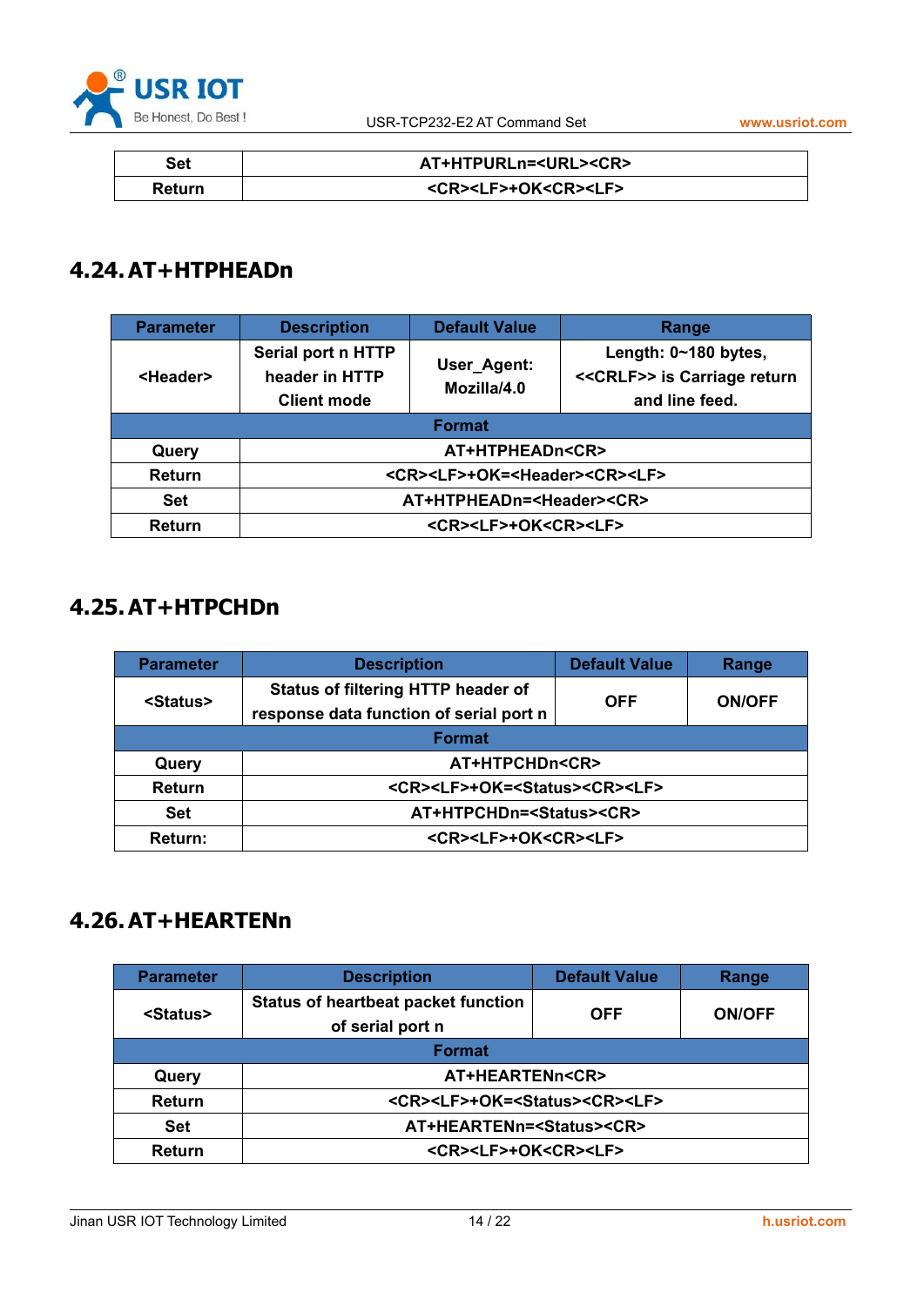| Set | AT+HTPURLn=<URL><CR> |
|---|---|
| Return | <CR><LF>+OK<CR><LF> |

## 4.24. AT+HTPHEADn

| Parameter | Description | Default Value | Range |
|---|---|---|---|
| <Header> | Serial port n HTTP header in HTTP Client mode | User_Agent: Mozilla/4.0 | Length: 0~180 bytes, <<CRLF>> is Carriage return and line feed. |
| Format | | | |
| Query | AT+HTPHEADn<CR> | | |
| Return | <CR><LF>+OK=<Header><CR><LF> | | |
| Set | AT+HTPHEADn=<Header><CR> | | |
| Return | <CR><LF>+OK<CR><LF> | | |

## 4.25. AT+HTPCHDn

| Parameter | Description | Default Value | Range |
|---|---|---|---|
| <Status> | Status of filtering HTTP header of response data function of serial port n | OFF | ON/OFF |
| Format | | | |
| Query | AT+HTPCHDn<CR> | | |
| Return | <CR><LF>+OK=<Status><CR><LF> | | |
| Set | AT+HTPCHDn=<Status><CR> | | |
| Return: | <CR><LF>+OK<CR><LF> | | |

## 4.26. AT+HEARTENn

| Parameter | Description | Default Value | Range |
|---|---|---|---|
| <Status> | Status of heartbeat packet function of serial port n | OFF | ON/OFF |
| Format | | | |
| Query | AT+HEARTENn<CR> | | |
| Return | <CR><LF>+OK=<Status><CR><LF> | | |
| Set | AT+HEARTENn=<Status><CR> | | |
| Return | <CR><LF>+OK<CR><LF> | | |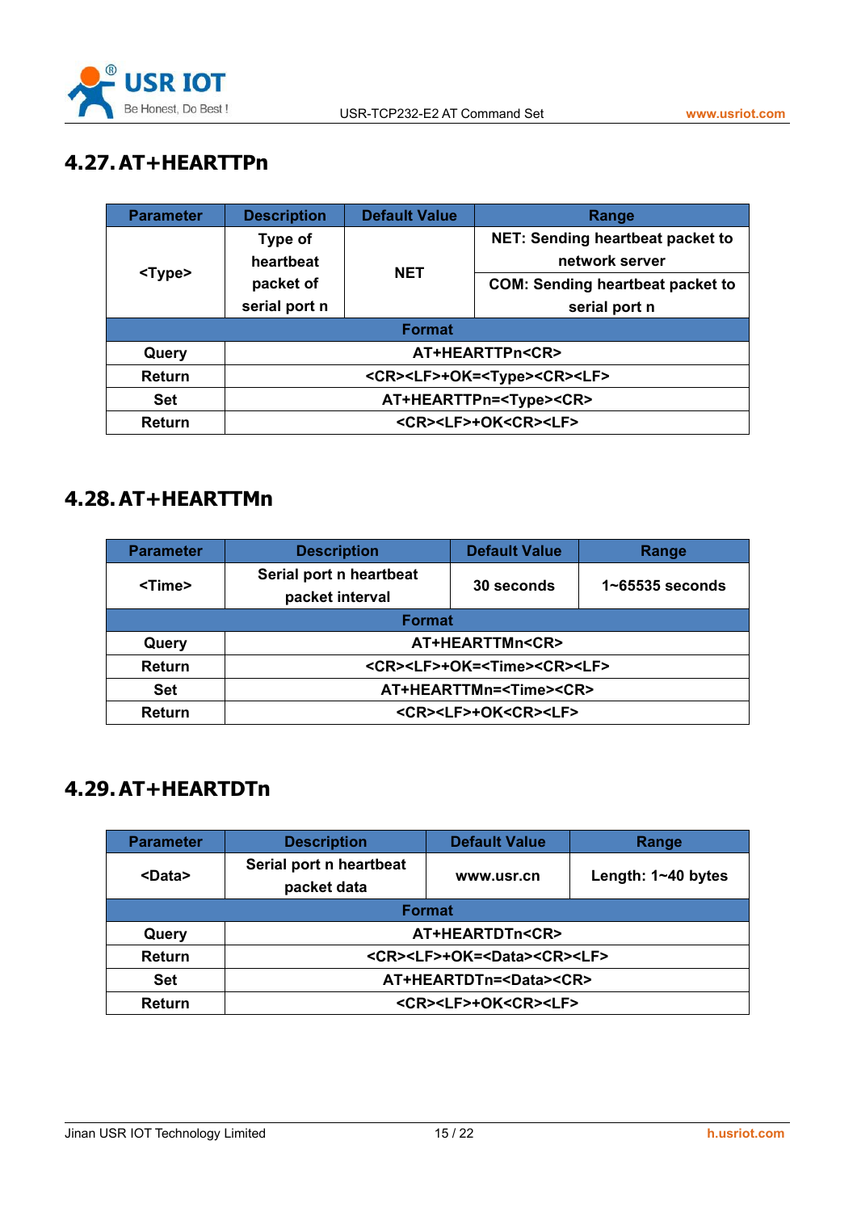## 4.27. AT+HEARTTPn

| Parameter | Description | Default Value | Range |
|---|---|---|---|
| <Type> | Type of heartbeat packet of serial port n | NET | NET: Sending heartbeat packet to network server |
| | | | COM: Sending heartbeat packet to serial port n |
| Format | | | |
| Query | AT+HEARTTPn<CR> | | |
| Return | <CR><LF>+OK=<Type><CR><LF> | | |
| Set | AT+HEARTTPn=<Type><CR> | | |
| Return | <CR><LF>+OK<CR><LF> | | |

## 4.28. AT+HEARTTMn

| Parameter | Description | Default Value | Range |
|---|---|---|---|
| <Time> | Serial port n heartbeat packet interval | 30 seconds | 1~65535 seconds |
| Format | | | |
| Query | AT+HEARTTMn<CR> | | |
| Return | <CR><LF>+OK=<Time><CR><LF> | | |
| Set | AT+HEARTTMn=<Time><CR> | | |
| Return | <CR><LF>+OK<CR><LF> | | |

## 4.29. AT+HEARTDTn

| Parameter | Description | Default Value | Range |
|---|---|---|---|
| <Data> | Serial port n heartbeat packet data | www.usr.cn | Length: 1~40 bytes |
| Format | | | |
| Query | AT+HEARTDTn<CR> | | |
| Return | <CR><LF>+OK=<Data><CR><LF> | | |
| Set | AT+HEARTDTn=<Data><CR> | | |
| Return | <CR><LF>+OK<CR><LF> | | |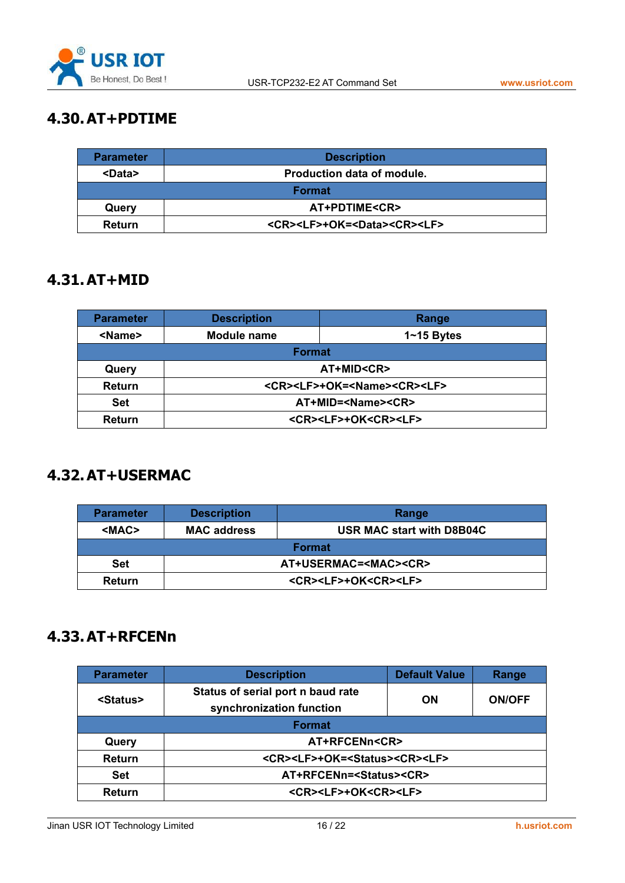## 4.30. AT+PDTIME

| Parameter | Description |
|---|---|
| <Data> | Production data of module. |
| **Format** | |
| Query | AT+PDTIME<CR> |
| Return | <CR><LF>+OK=<Data><CR><LF> |

## 4.31. AT+MID

| Parameter | Description | Range |
|---|---|---|
| <Name> | Module name | 1~15 Bytes |
| **Format** | | |
| Query | AT+MID<CR> | |
| Return | <CR><LF>+OK=<Name><CR><LF> | |
| Set | AT+MID=<Name><CR> | |
| Return | <CR><LF>+OK<CR><LF> | |

## 4.32. AT+USERMAC

| Parameter | Description | Range |
|---|---|---|
| <MAC> | MAC address | USR MAC start with D8B04C |
| **Format** | | |
| Set | AT+USERMAC=<MAC><CR> | |
| Return | <CR><LF>+OK<CR><LF> | |

## 4.33. AT+RFCENn

| Parameter | Description | Default Value | Range |
|---|---|---|---|
| <Status> | Status of serial port n baud rate synchronization function | ON | ON/OFF |
| **Format** | | | |
| Query | AT+RFCENn<CR> | | |
| Return | <CR><LF>+OK=<Status><CR><LF> | | |
| Set | AT+RFCENn=<Status><CR> | | |
| Return | <CR><LF>+OK<CR><LF> | | |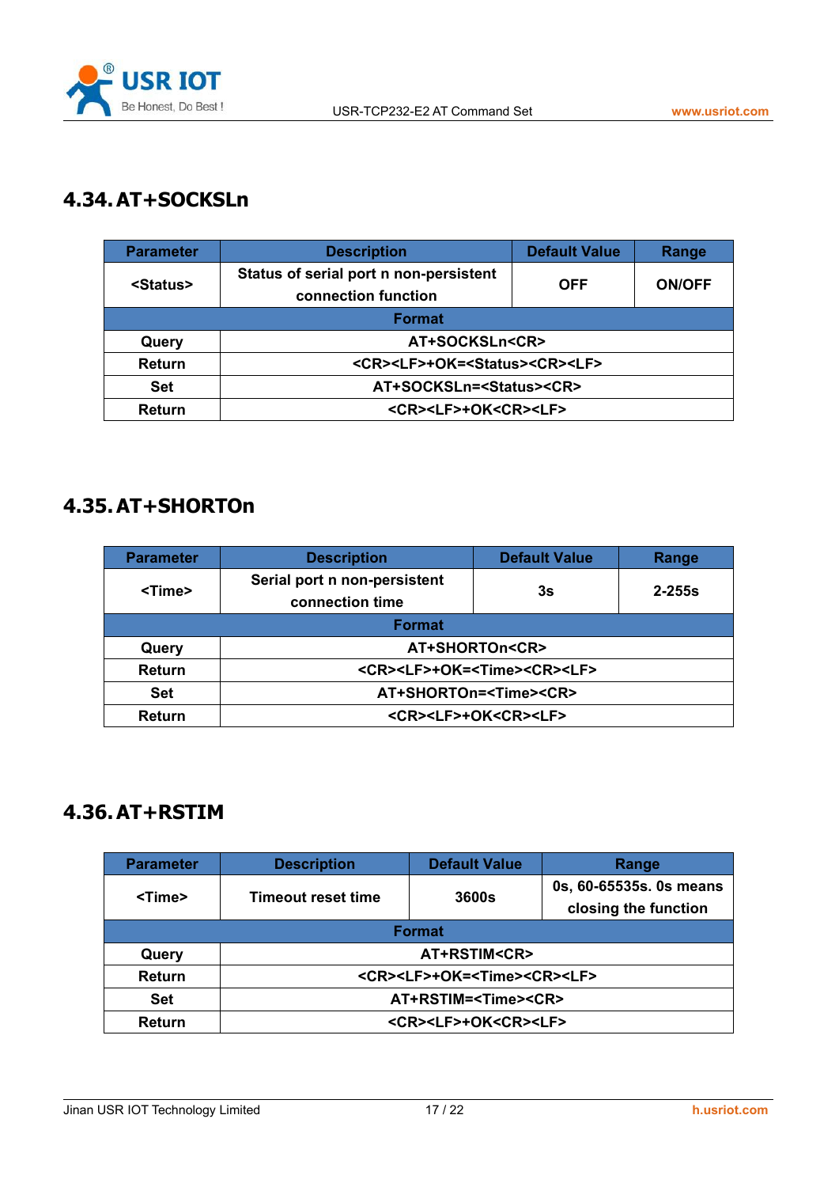## 4.34. AT+SOCKSLn

| Parameter | Description | Default Value | Range |
|---|---|---|---|
| <Status> | Status of serial port n non-persistent connection function | OFF | ON/OFF |
| Format | | | |
| Query | AT+SOCKSLn<CR> | | |
| Return | <CR><LF>+OK=<Status><CR><LF> | | |
| Set | AT+SOCKSLn=<Status><CR> | | |
| Return | <CR><LF>+OK<CR><LF> | | |

## 4.35. AT+SHORTOn

| Parameter | Description | Default Value | Range |
|---|---|---|---|
| <Time> | Serial port n non-persistent connection time | 3s | 2-255s |
| Format | | | |
| Query | AT+SHORTOn<CR> | | |
| Return | <CR><LF>+OK=<Time><CR><LF> | | |
| Set | AT+SHORTOn=<Time><CR> | | |
| Return | <CR><LF>+OK<CR><LF> | | |

## 4.36. AT+RSTIM

| Parameter | Description | Default Value | Range |
|---|---|---|---|
| <Time> | Timeout reset time | 3600s | 0s, 60-65535s. 0s means closing the function |
| Format | | | |
| Query | AT+RSTIM<CR> | | |
| Return | <CR><LF>+OK=<Time><CR><LF> | | |
| Set | AT+RSTIM=<Time><CR> | | |
| Return | <CR><LF>+OK<CR><LF> | | |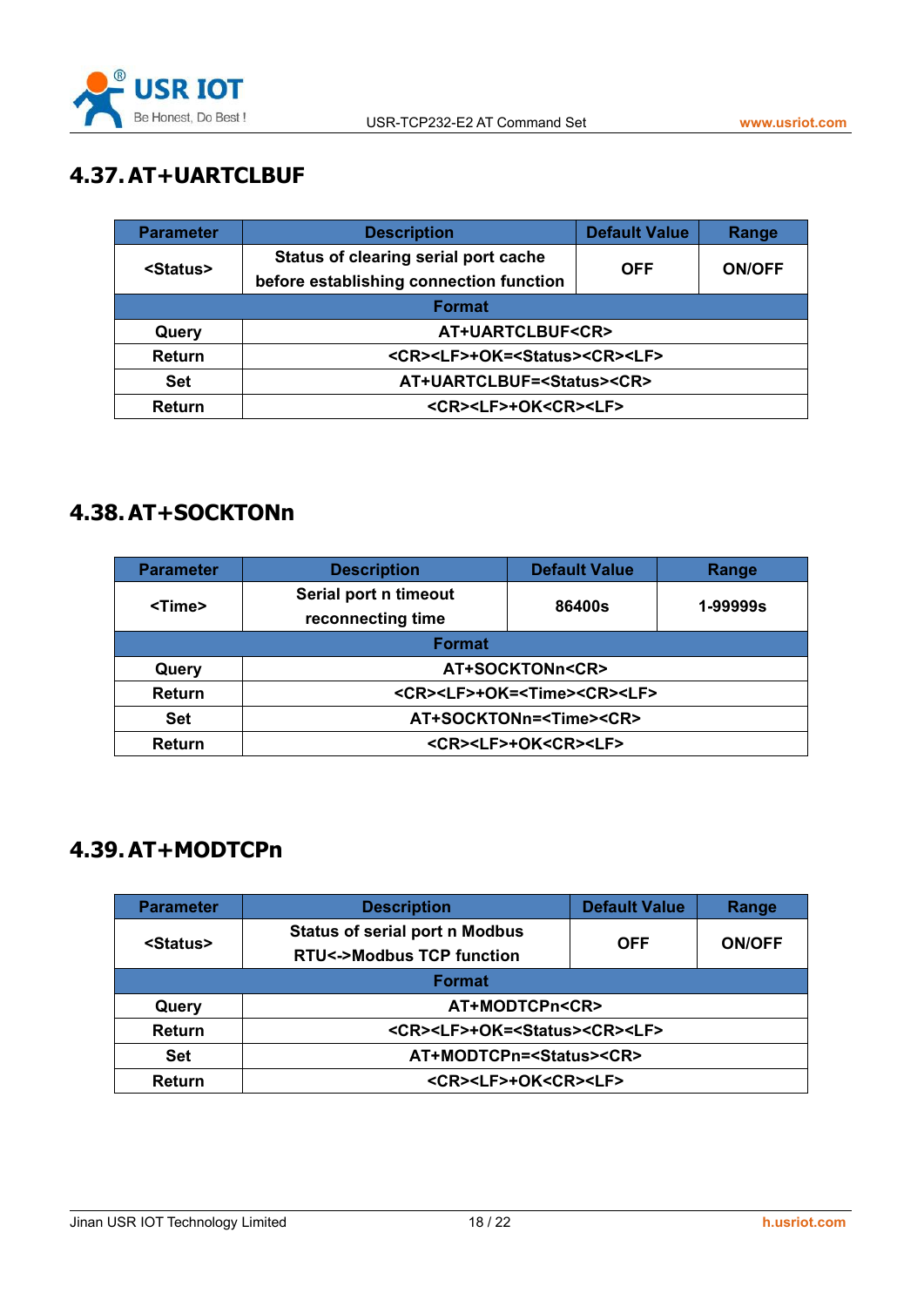## 4.37. AT+UARTCLBUF

| Parameter | Description | Default Value | Range |
|---|---|---|---|
| <Status> | Status of clearing serial port cache before establishing connection function | OFF | ON/OFF |
| Format | | | |
| Query | AT+UARTCLBUF<CR> | | |
| Return | <CR><LF>+OK=<Status><CR><LF> | | |
| Set | AT+UARTCLBUF=<Status><CR> | | |
| Return | <CR><LF>+OK<CR><LF> | | |

## 4.38. AT+SOCKTONn

| Parameter | Description | Default Value | Range |
|---|---|---|---|
| <Time> | Serial port n timeout reconnecting time | 86400s | 1-99999s |
| Format | | | |
| Query | AT+SOCKTONn<CR> | | |
| Return | <CR><LF>+OK=<Time><CR><LF> | | |
| Set | AT+SOCKTONn=<Time><CR> | | |
| Return | <CR><LF>+OK<CR><LF> | | |

## 4.39. AT+MODTCPn

| Parameter | Description | Default Value | Range |
|---|---|---|---|
| <Status> | Status of serial port n Modbus RTU<->Modbus TCP function | OFF | ON/OFF |
| Format | | | |
| Query | AT+MODTCPn<CR> | | |
| Return | <CR><LF>+OK=<Status><CR><LF> | | |
| Set | AT+MODTCPn=<Status><CR> | | |
| Return | <CR><LF>+OK<CR><LF> | | |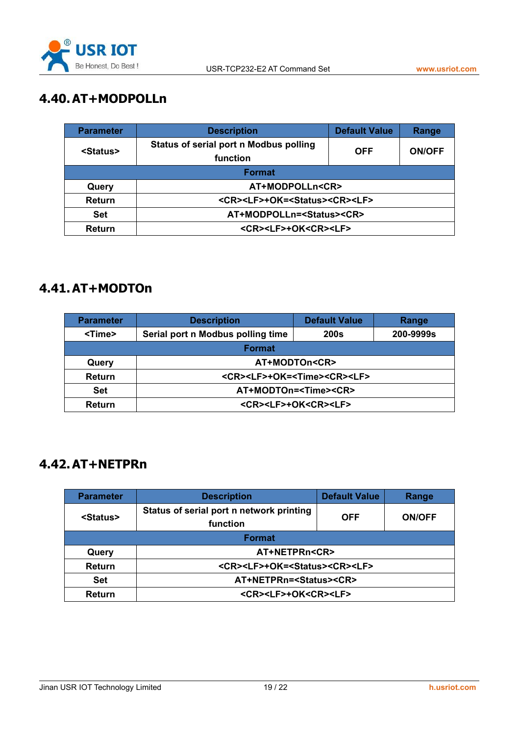## 4.40. AT+MODPOLLn

| Parameter | Description | Default Value | Range |
|---|---|---|---|
| <Status> | Status of serial port n Modbus polling function | OFF | ON/OFF |
| **Format** | | | |
| Query | AT+MODPOLLn<CR> | | |
| Return | <CR><LF>+OK=<Status><CR><LF> | | |
| Set | AT+MODPOLLn=<Status><CR> | | |
| Return | <CR><LF>+OK<CR><LF> | | |

## 4.41. AT+MODTOn

| Parameter | Description | Default Value | Range |
|---|---|---|---|
| <Time> | Serial port n Modbus polling time | 200s | 200-9999s |
| **Format** | | | |
| Query | AT+MODTOn<CR> | | |
| Return | <CR><LF>+OK=<Time><CR><LF> | | |
| Set | AT+MODTOn=<Time><CR> | | |
| Return | <CR><LF>+OK<CR><LF> | | |

## 4.42. AT+NETPRn

| Parameter | Description | Default Value | Range |
|---|---|---|---|
| <Status> | Status of serial port n network printing function | OFF | ON/OFF |
| **Format** | | | |
| Query | AT+NETPRn<CR> | | |
| Return | <CR><LF>+OK=<Status><CR><LF> | | |
| Set | AT+NETPRn=<Status><CR> | | |
| Return | <CR><LF>+OK<CR><LF> | | |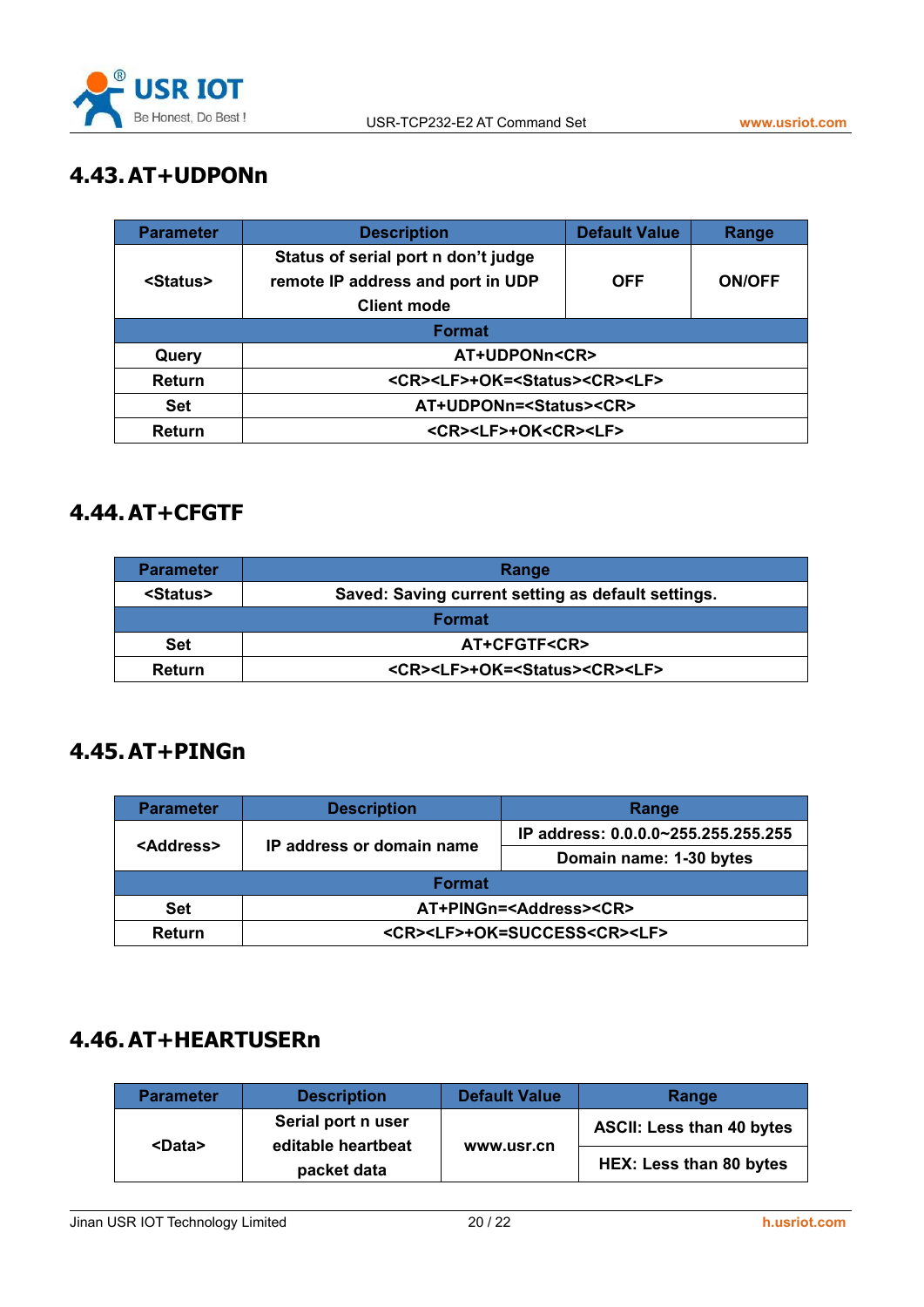## 4.43. AT+UDPONn

| Parameter | Description | Default Value | Range |
|---|---|---|---|
| <Status> | Status of serial port n don't judge remote IP address and port in UDP Client mode | OFF | ON/OFF |
| **Format** | | | |
| Query | AT+UDPONn<CR> | | |
| Return | <CR><LF>+OK=<Status><CR><LF> | | |
| Set | AT+UDPONn=<Status><CR> | | |
| Return | <CR><LF>+OK<CR><LF> | | |

## 4.44. AT+CFGTF

| Parameter | Range |
|---|---|
| <Status> | Saved: Saving current setting as default settings. |
| **Format** | |
| Set | AT+CFGTF<CR> |
| Return | <CR><LF>+OK=<Status><CR><LF> |

## 4.45. AT+PINGn

| Parameter | Description | Range |
|---|---|---|
| <Address> | IP address or domain name | IP address: 0.0.0.0~255.255.255.255 |
| | | Domain name: 1-30 bytes |
| **Format** | | |
| Set | AT+PINGn=<Address><CR> | |
| Return | <CR><LF>+OK=SUCCESS<CR><LF> | |

## 4.46. AT+HEARTUSERn

| Parameter | Description | Default Value | Range |
|---|---|---|---|
| <Data> | Serial port n user editable heartbeat packet data | www.usr.cn | ASCII: Less than 40 bytes |
| | | | HEX: Less than 80 bytes |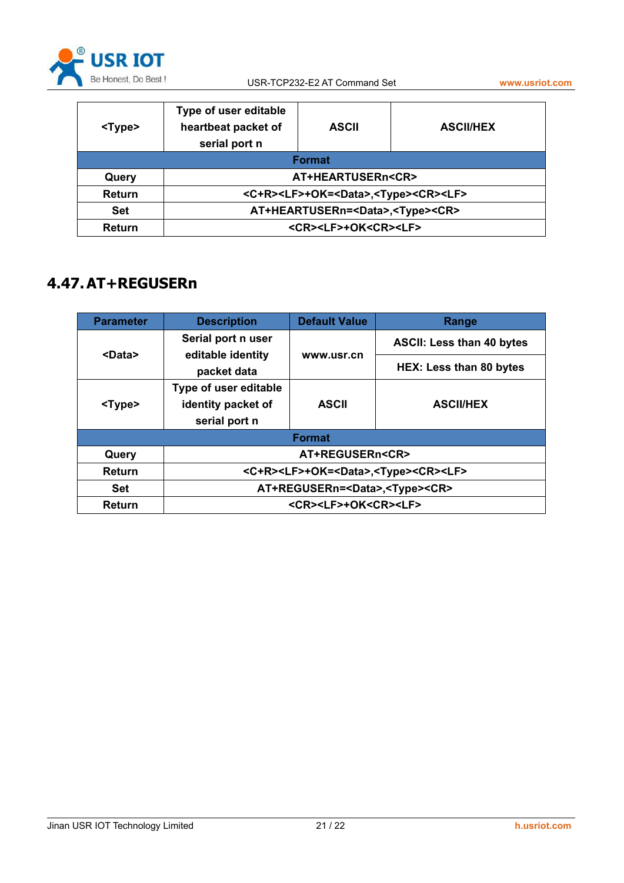| <Type> | Type of user editable heartbeat packet of serial port n | ASCII | ASCII/HEX |
|---|---|---|---|
| **Format** | | | |
| Query | AT+HEARTUSERn<CR> | | |
| Return | <C+R><LF>+OK=<Data>,<Type><CR><LF> | | |
| Set | AT+HEARTUSERn=<Data>,<Type><CR> | | |
| Return | <CR><LF>+OK<CR><LF> | | |

## 4.47. AT+REGUSERn

| Parameter | Description | Default Value | Range |
|---|---|---|---|
| <Data> | Serial port n user editable identity packet data | www.usr.cn | ASCII: Less than 40 bytes |
| | | | HEX: Less than 80 bytes |
| <Type> | Type of user editable identity packet of serial port n | ASCII | ASCII/HEX |
| **Format** | | | |
| Query | AT+REGUSERn<CR> | | |
| Return | <C+R><LF>+OK=<Data>,<Type><CR><LF> | | |
| Set | AT+REGUSERn=<Data>,<Type><CR> | | |
| Return | <CR><LF>+OK<CR><LF> | | |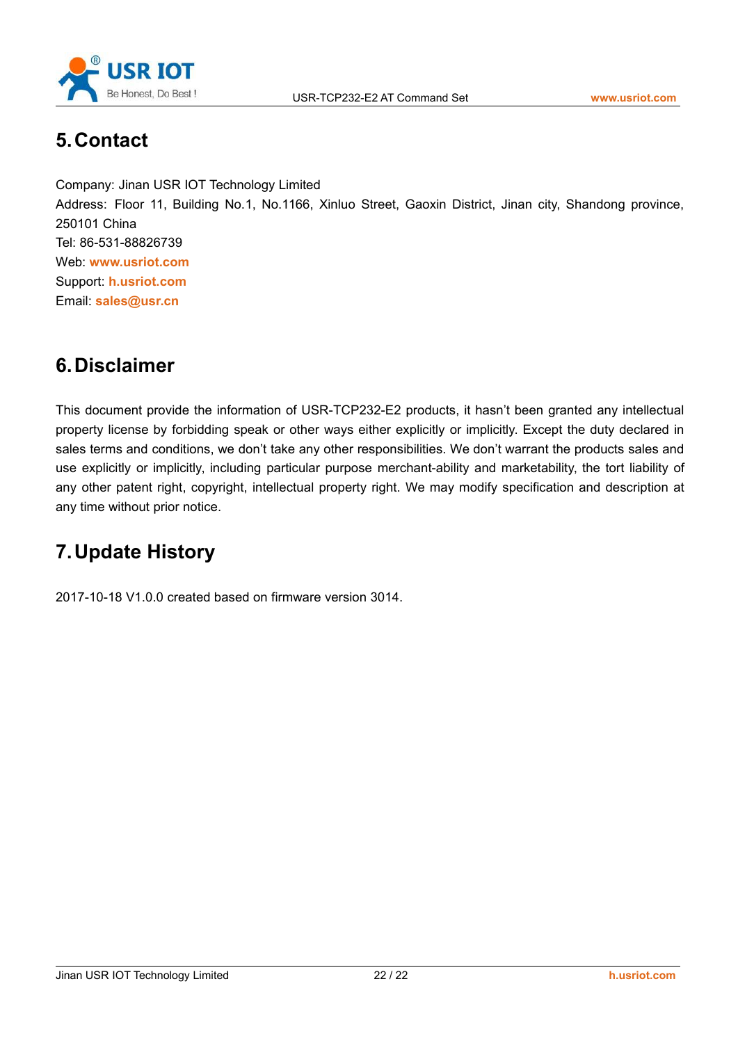# 5. Contact

Company: Jinan USR IOT Technology Limited
Address: Floor 11, Building No.1, No.1166, Xinluo Street, Gaoxin District, Jinan city, Shandong province, 250101 China
Tel: 86-531-88826739
Web: **www.usriot.com**
Support: **h.usriot.com**
Email: **sales@usr.cn**

# 6. Disclaimer

This document provide the information of USR-TCP232-E2 products, it hasn't been granted any intellectual property license by forbidding speak or other ways either explicitly or implicitly. Except the duty declared in sales terms and conditions, we don't take any other responsibilities. We don't warrant the products sales and use explicitly or implicitly, including particular purpose merchant-ability and marketability, the tort liability of any other patent right, copyright, intellectual property right. We may modify specification and description at any time without prior notice.

# 7. Update History

2017-10-18 V1.0.0 created based on firmware version 3014.